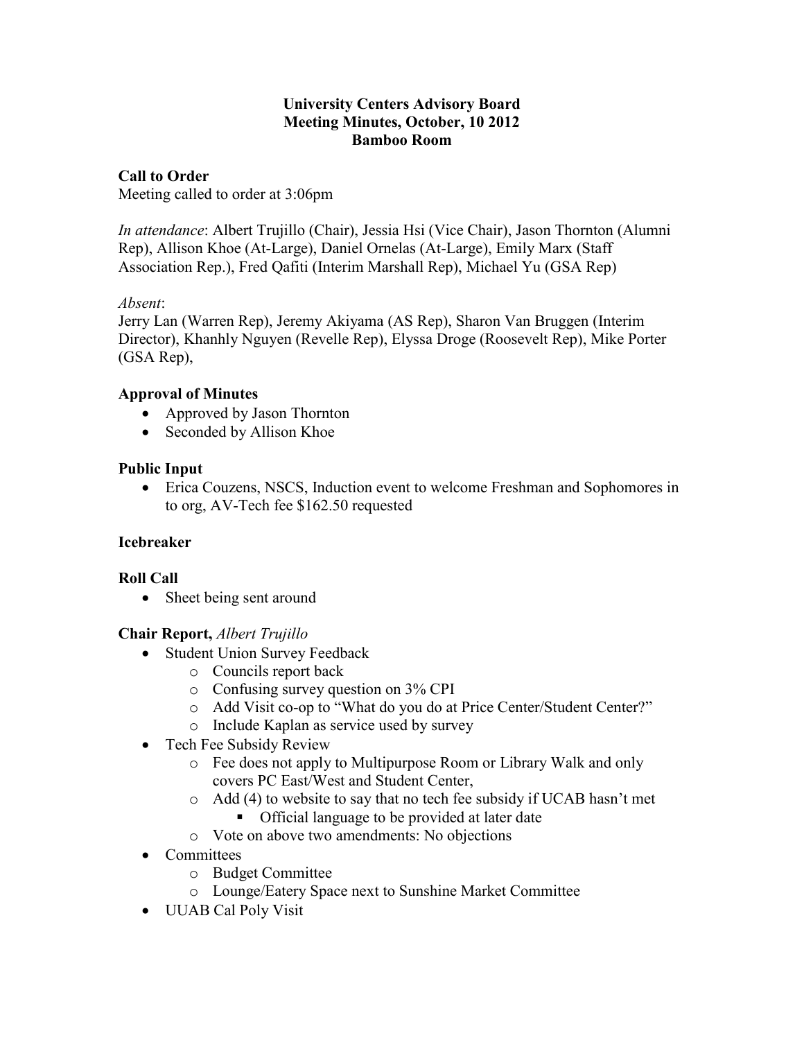**University Centers Advisory Board**
**Meeting Minutes, October, 10 2012**
**Bamboo Room**

## Call to Order

Meeting called to order at 3:06pm

*In attendance*: Albert Trujillo (Chair), Jessia Hsi (Vice Chair), Jason Thornton (Alumni Rep), Allison Khoe (At-Large), Daniel Ornelas (At-Large), Emily Marx (Staff Association Rep.), Fred Qafiti (Interim Marshall Rep), Michael Yu (GSA Rep)

*Absent*:
Jerry Lan (Warren Rep), Jeremy Akiyama (AS Rep), Sharon Van Bruggen (Interim Director), Khanhly Nguyen (Revelle Rep), Elyssa Droge (Roosevelt Rep), Mike Porter (GSA Rep),

## Approval of Minutes

- Approved by Jason Thornton
- Seconded by Allison Khoe

## Public Input

- Erica Couzens, NSCS, Induction event to welcome Freshman and Sophomores in to org, AV-Tech fee $162.50 requested

## Icebreaker

## Roll Call

- Sheet being sent around

## Chair Report, *Albert Trujillo*

- Student Union Survey Feedback
  - Councils report back
  - Confusing survey question on 3% CPI
  - Add Visit co-op to "What do you do at Price Center/Student Center?"
  - Include Kaplan as service used by survey
- Tech Fee Subsidy Review
  - Fee does not apply to Multipurpose Room or Library Walk and only covers PC East/West and Student Center,
  - Add (4) to website to say that no tech fee subsidy if UCAB hasn't met
    - Official language to be provided at later date
  - Vote on above two amendments: No objections
- Committees
  - Budget Committee
  - Lounge/Eatery Space next to Sunshine Market Committee
- UUAB Cal Poly Visit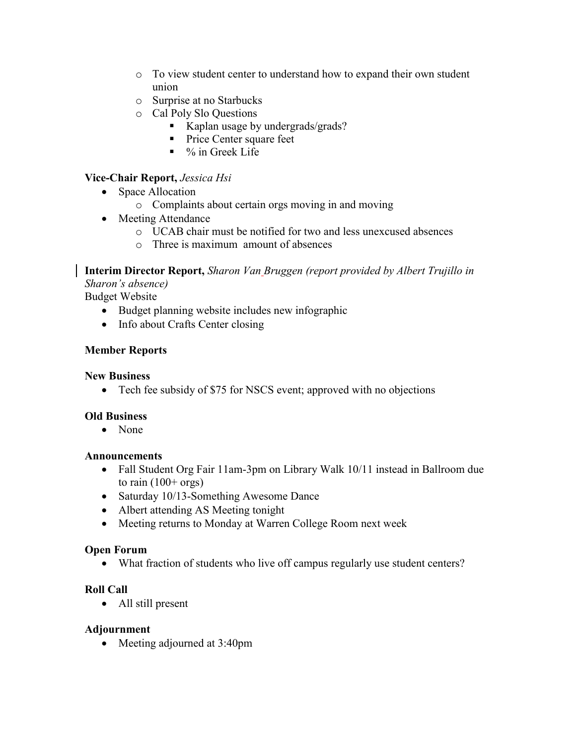- To view student center to understand how to expand their own student union
  - Surprise at no Starbucks
  - Cal Poly Slo Questions
    - Kaplan usage by undergrads/grads?
    - Price Center square feet
    - % in Greek Life

**Vice-Chair Report,** *Jessica Hsi*

- Space Allocation
  - Complaints about certain orgs moving in and moving
- Meeting Attendance
  - UCAB chair must be notified for two and less unexcused absences
  - Three is maximum amount of absences

**Interim Director Report,** *Sharon Van Bruggen (report provided by Albert Trujillo in Sharon's absence)*

Budget Website

- Budget planning website includes new infographic
- Info about Crafts Center closing

**Member Reports**

**New Business**

- Tech fee subsidy of $75 for NSCS event; approved with no objections

**Old Business**

- None

**Announcements**

- Fall Student Org Fair 11am-3pm on Library Walk 10/11 instead in Ballroom due to rain (100+ orgs)
- Saturday 10/13-Something Awesome Dance
- Albert attending AS Meeting tonight
- Meeting returns to Monday at Warren College Room next week

**Open Forum**

- What fraction of students who live off campus regularly use student centers?

**Roll Call**

- All still present

**Adjournment**

- Meeting adjourned at 3:40pm